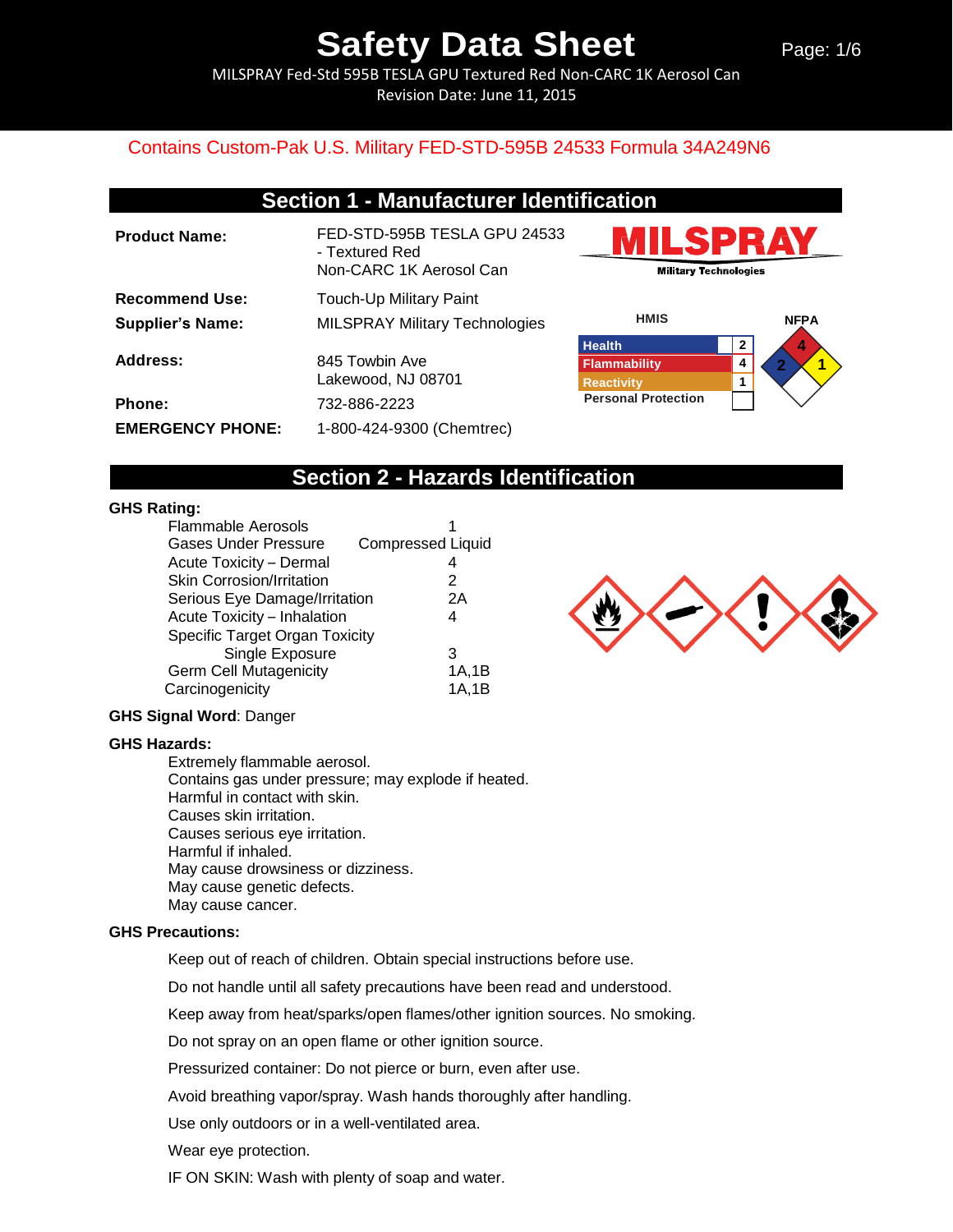# Safety Data Sheet

MILSPRAY Fed-Std 595B TESLA GPU Textured Red Non-CARC 1K Aerosol Can
Revision Date: June 11, 2015

Contains Custom-Pak U.S. Military FED-STD-595B 24533 Formula 34A249N6

## Section 1 - Manufacturer Identification

| | |
|---|---|
| **Product Name:** | FED-STD-595B TESLA GPU 24533 - Textured Red Non-CARC 1K Aerosol Can |
| **Recommend Use:** | Touch-Up Military Paint |
| **Supplier's Name:** | MILSPRAY Military Technologies |
| **Address:** | 845 Towbin Ave Lakewood, NJ 08701 |
| **Phone:** | 732-886-2223 |
| **EMERGENCY PHONE:** | 1-800-424-9300 (Chemtrec) |

MILSPRAY Military Technologies

**HMIS**

| | |
|---|---|
| Health | 2 |
| Flammability | 4 |
| Reactivity | 1 |
| Personal Protection | |

**NFPA**: Health 2, Flammability 4, Reactivity 1

## Section 2 - Hazards Identification

**GHS Rating:**

| | |
|---|---|
| Flammable Aerosols | 1 |
| Gases Under Pressure | Compressed Liquid |
| Acute Toxicity – Dermal | 4 |
| Skin Corrosion/Irritation | 2 |
| Serious Eye Damage/Irritation | 2A |
| Acute Toxicity – Inhalation | 4 |
| Specific Target Organ Toxicity Single Exposure | 3 |
| Germ Cell Mutagenicity | 1A,1B |
| Carcinogenicity | 1A,1B |

**GHS Signal Word**: Danger

**GHS Hazards:**

Extremely flammable aerosol.
Contains gas under pressure; may explode if heated.
Harmful in contact with skin.
Causes skin irritation.
Causes serious eye irritation.
Harmful if inhaled.
May cause drowsiness or dizziness.
May cause genetic defects.
May cause cancer.

**GHS Precautions:**

Keep out of reach of children. Obtain special instructions before use.

Do not handle until all safety precautions have been read and understood.

Keep away from heat/sparks/open flames/other ignition sources. No smoking.

Do not spray on an open flame or other ignition source.

Pressurized container: Do not pierce or burn, even after use.

Avoid breathing vapor/spray. Wash hands thoroughly after handling.

Use only outdoors or in a well-ventilated area.

Wear eye protection.

IF ON SKIN: Wash with plenty of soap and water.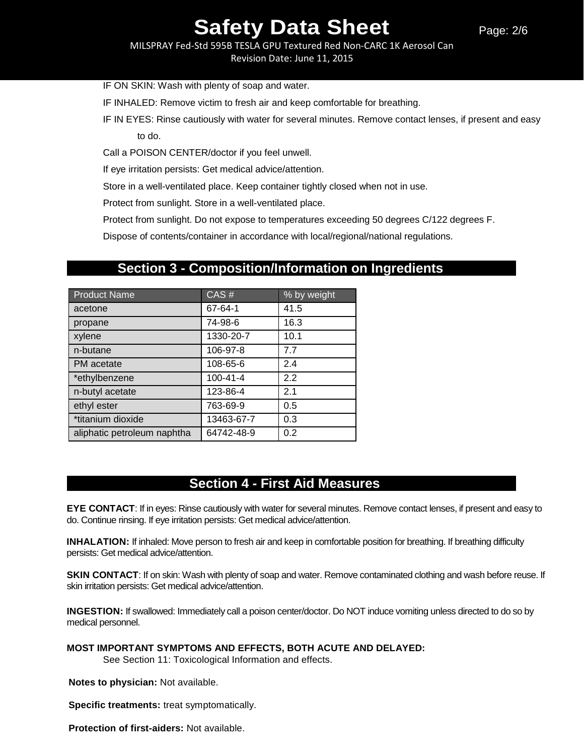IF ON SKIN: Wash with plenty of soap and water.

IF INHALED: Remove victim to fresh air and keep comfortable for breathing.

IF IN EYES: Rinse cautiously with water for several minutes. Remove contact lenses, if present and easy to do.

Call a POISON CENTER/doctor if you feel unwell.

If eye irritation persists: Get medical advice/attention.

Store in a well-ventilated place. Keep container tightly closed when not in use.

Protect from sunlight. Store in a well-ventilated place.

Protect from sunlight. Do not expose to temperatures exceeding 50 degrees C/122 degrees F.

Dispose of contents/container in accordance with local/regional/national regulations.

## Section 3 - Composition/Information on Ingredients

| Product Name | CAS # | % by weight |
|---|---|---|
| acetone | 67-64-1 | 41.5 |
| propane | 74-98-6 | 16.3 |
| xylene | 1330-20-7 | 10.1 |
| n-butane | 106-97-8 | 7.7 |
| PM acetate | 108-65-6 | 2.4 |
| *ethylbenzene | 100-41-4 | 2.2 |
| n-butyl acetate | 123-86-4 | 2.1 |
| ethyl ester | 763-69-9 | 0.5 |
| *titanium dioxide | 13463-67-7 | 0.3 |
| aliphatic petroleum naphtha | 64742-48-9 | 0.2 |

## Section 4 - First Aid Measures

**EYE CONTACT**: If in eyes: Rinse cautiously with water for several minutes. Remove contact lenses, if present and easy to do. Continue rinsing. If eye irritation persists: Get medical advice/attention.

**INHALATION:** If inhaled: Move person to fresh air and keep in comfortable position for breathing. If breathing difficulty persists: Get medical advice/attention.

**SKIN CONTACT**: If on skin: Wash with plenty of soap and water. Remove contaminated clothing and wash before reuse. If skin irritation persists: Get medical advice/attention.

**INGESTION:** If swallowed: Immediately call a poison center/doctor. Do NOT induce vomiting unless directed to do so by medical personnel.

**MOST IMPORTANT SYMPTOMS AND EFFECTS, BOTH ACUTE AND DELAYED:**
See Section 11: Toxicological Information and effects.

**Notes to physician:** Not available.

**Specific treatments:** treat symptomatically.

**Protection of first-aiders:** Not available.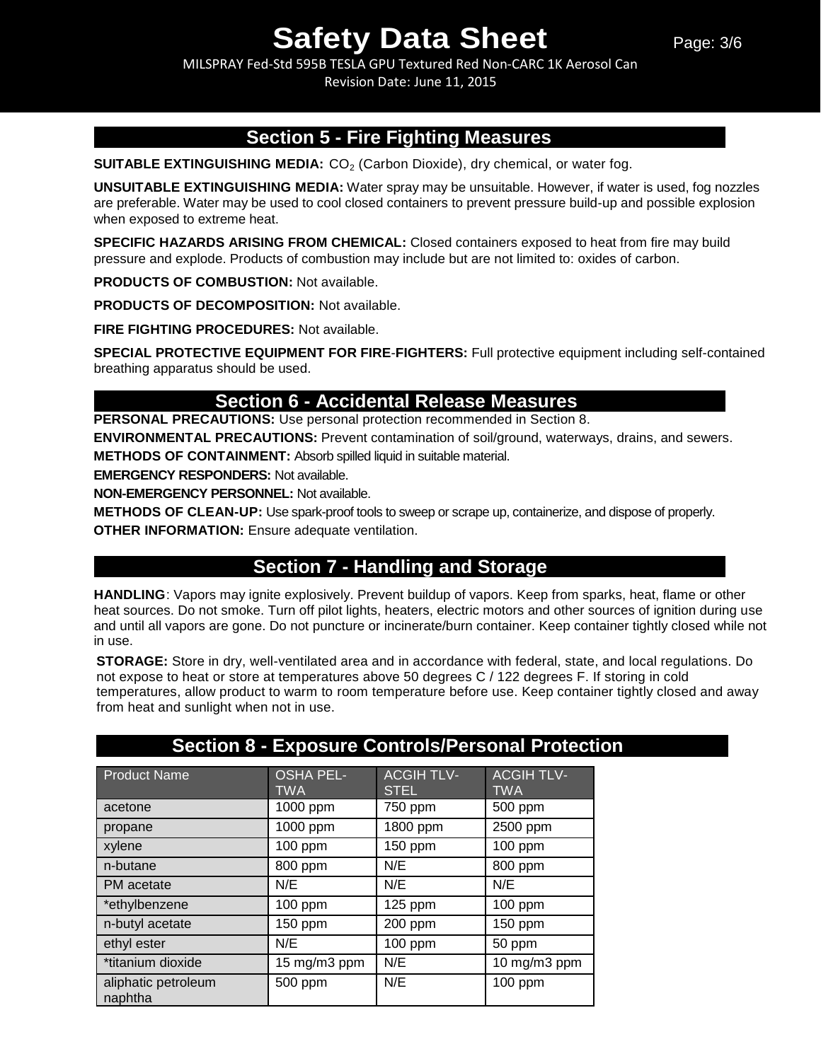## Section 5 - Fire Fighting Measures

**SUITABLE EXTINGUISHING MEDIA:** $CO_2$ (Carbon Dioxide), dry chemical, or water fog.

**UNSUITABLE EXTINGUISHING MEDIA:** Water spray may be unsuitable. However, if water is used, fog nozzles are preferable. Water may be used to cool closed containers to prevent pressure build-up and possible explosion when exposed to extreme heat.

**SPECIFIC HAZARDS ARISING FROM CHEMICAL:** Closed containers exposed to heat from fire may build pressure and explode. Products of combustion may include but are not limited to: oxides of carbon.

**PRODUCTS OF COMBUSTION:** Not available.

**PRODUCTS OF DECOMPOSITION:** Not available.

**FIRE FIGHTING PROCEDURES:** Not available.

**SPECIAL PROTECTIVE EQUIPMENT FOR FIRE-FIGHTERS:** Full protective equipment including self-contained breathing apparatus should be used.

## Section 6 - Accidental Release Measures

**PERSONAL PRECAUTIONS:** Use personal protection recommended in Section 8.

**ENVIRONMENTAL PRECAUTIONS:** Prevent contamination of soil/ground, waterways, drains, and sewers.

**METHODS OF CONTAINMENT:** Absorb spilled liquid in suitable material.

**EMERGENCY RESPONDERS:** Not available.

**NON-EMERGENCY PERSONNEL:** Not available.

**METHODS OF CLEAN-UP:** Use spark-proof tools to sweep or scrape up, containerize, and dispose of properly.

**OTHER INFORMATION:** Ensure adequate ventilation.

## Section 7 - Handling and Storage

**HANDLING**: Vapors may ignite explosively. Prevent buildup of vapors. Keep from sparks, heat, flame or other heat sources. Do not smoke. Turn off pilot lights, heaters, electric motors and other sources of ignition during use and until all vapors are gone. Do not puncture or incinerate/burn container. Keep container tightly closed while not in use.

**STORAGE:** Store in dry, well-ventilated area and in accordance with federal, state, and local regulations. Do not expose to heat or store at temperatures above 50 degrees C / 122 degrees F. If storing in cold temperatures, allow product to warm to room temperature before use. Keep container tightly closed and away from heat and sunlight when not in use.

## Section 8 - Exposure Controls/Personal Protection

| Product Name | OSHA PEL-TWA | ACGIH TLV-STEL | ACGIH TLV-TWA |
|---|---|---|---|
| acetone | 1000 ppm | 750 ppm | 500 ppm |
| propane | 1000 ppm | 1800 ppm | 2500 ppm |
| xylene | 100 ppm | 150 ppm | 100 ppm |
| n-butane | 800 ppm | N/E | 800 ppm |
| PM acetate | N/E | N/E | N/E |
| *ethylbenzene | 100 ppm | 125 ppm | 100 ppm |
| n-butyl acetate | 150 ppm | 200 ppm | 150 ppm |
| ethyl ester | N/E | 100 ppm | 50 ppm |
| *titanium dioxide | 15 mg/m3 ppm | N/E | 10 mg/m3 ppm |
| aliphatic petroleum naphtha | 500 ppm | N/E | 100 ppm |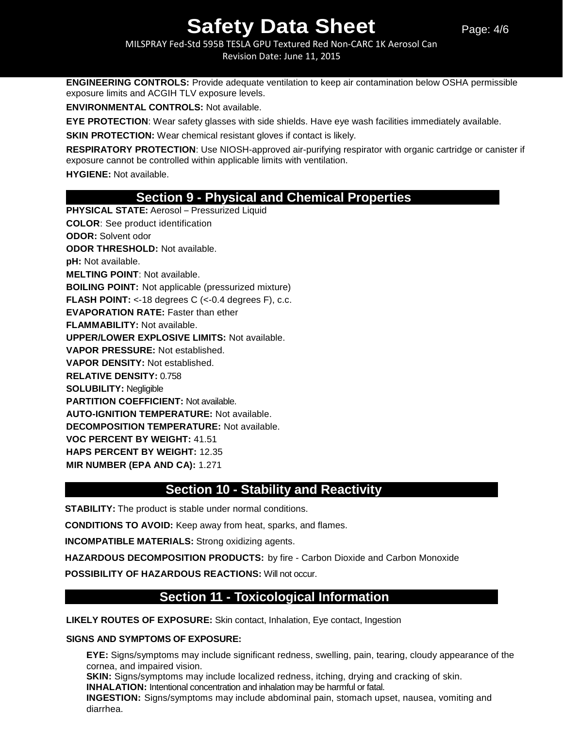**ENGINEERING CONTROLS:** Provide adequate ventilation to keep air contamination below OSHA permissible exposure limits and ACGIH TLV exposure levels.

**ENVIRONMENTAL CONTROLS:** Not available.

**EYE PROTECTION**: Wear safety glasses with side shields. Have eye wash facilities immediately available.

**SKIN PROTECTION:** Wear chemical resistant gloves if contact is likely.

**RESPIRATORY PROTECTION**: Use NIOSH-approved air-purifying respirator with organic cartridge or canister if exposure cannot be controlled within applicable limits with ventilation.

**HYGIENE:** Not available.

## Section 9 - Physical and Chemical Properties

**PHYSICAL STATE:** Aerosol – Pressurized Liquid
**COLOR**: See product identification
**ODOR:** Solvent odor
**ODOR THRESHOLD:** Not available.
**pH:** Not available.
**MELTING POINT**: Not available.
**BOILING POINT:** Not applicable (pressurized mixture)
**FLASH POINT:** <-18 degrees C (<-0.4 degrees F), c.c.
**EVAPORATION RATE:** Faster than ether
**FLAMMABILITY:** Not available.
**UPPER/LOWER EXPLOSIVE LIMITS:** Not available.
**VAPOR PRESSURE:** Not established.
**VAPOR DENSITY:** Not established.
**RELATIVE DENSITY:** 0.758
**SOLUBILITY:** Negligible
**PARTITION COEFFICIENT:** Not available.
**AUTO-IGNITION TEMPERATURE:** Not available.
**DECOMPOSITION TEMPERATURE:** Not available.
**VOC PERCENT BY WEIGHT:** 41.51
**HAPS PERCENT BY WEIGHT:** 12.35
**MIR NUMBER (EPA AND CA):** 1.271

## Section 10 - Stability and Reactivity

**STABILITY:** The product is stable under normal conditions.

**CONDITIONS TO AVOID:** Keep away from heat, sparks, and flames.

**INCOMPATIBLE MATERIALS:** Strong oxidizing agents.

**HAZARDOUS DECOMPOSITION PRODUCTS:** by fire - Carbon Dioxide and Carbon Monoxide

**POSSIBILITY OF HAZARDOUS REACTIONS:** Will not occur.

## Section 11 - Toxicological Information

**LIKELY ROUTES OF EXPOSURE:** Skin contact, Inhalation, Eye contact, Ingestion

**SIGNS AND SYMPTOMS OF EXPOSURE:**

**EYE:** Signs/symptoms may include significant redness, swelling, pain, tearing, cloudy appearance of the cornea, and impaired vision.
**SKIN:** Signs/symptoms may include localized redness, itching, drying and cracking of skin.
**INHALATION:** Intentional concentration and inhalation may be harmful or fatal.
**INGESTION:** Signs/symptoms may include abdominal pain, stomach upset, nausea, vomiting and diarrhea.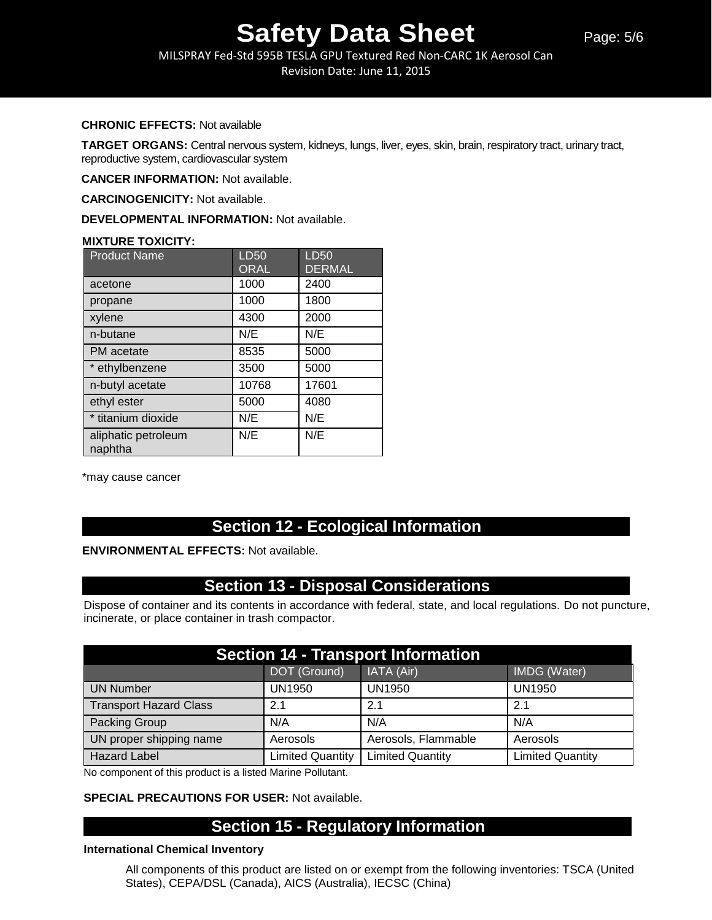**CHRONIC EFFECTS:** Not available

**TARGET ORGANS:** Central nervous system, kidneys, lungs, liver, eyes, skin, brain, respiratory tract, urinary tract, reproductive system, cardiovascular system

**CANCER INFORMATION:** Not available.

**CARCINOGENICITY:** Not available.

**DEVELOPMENTAL INFORMATION:** Not available.

**MIXTURE TOXICITY:**

| Product Name | LD50 ORAL | LD50 DERMAL |
|---|---|---|
| acetone | 1000 | 2400 |
| propane | 1000 | 1800 |
| xylene | 4300 | 2000 |
| n-butane | N/E | N/E |
| PM acetate | 8535 | 5000 |
| * ethylbenzene | 3500 | 5000 |
| n-butyl acetate | 10768 | 17601 |
| ethyl ester | 5000 | 4080 |
| * titanium dioxide | N/E | N/E |
| aliphatic petroleum naphtha | N/E | N/E |

*may cause cancer

## Section 12 - Ecological Information

**ENVIRONMENTAL EFFECTS:** Not available.

## Section 13 - Disposal Considerations

Dispose of container and its contents in accordance with federal, state, and local regulations. Do not puncture, incinerate, or place container in trash compactor.

## Section 14 - Transport Information

| | DOT (Ground) | IATA (Air) | IMDG (Water) |
|---|---|---|---|
| UN Number | UN1950 | UN1950 | UN1950 |
| Transport Hazard Class | 2.1 | 2.1 | 2.1 |
| Packing Group | N/A | N/A | N/A |
| UN proper shipping name | Aerosols | Aerosols, Flammable | Aerosols |
| Hazard Label | Limited Quantity | Limited Quantity | Limited Quantity |

No component of this product is a listed Marine Pollutant.

**SPECIAL PRECAUTIONS FOR USER:** Not available.

## Section 15 - Regulatory Information

**International Chemical Inventory**

All components of this product are listed on or exempt from the following inventories: TSCA (United States), CEPA/DSL (Canada), AICS (Australia), IECSC (China)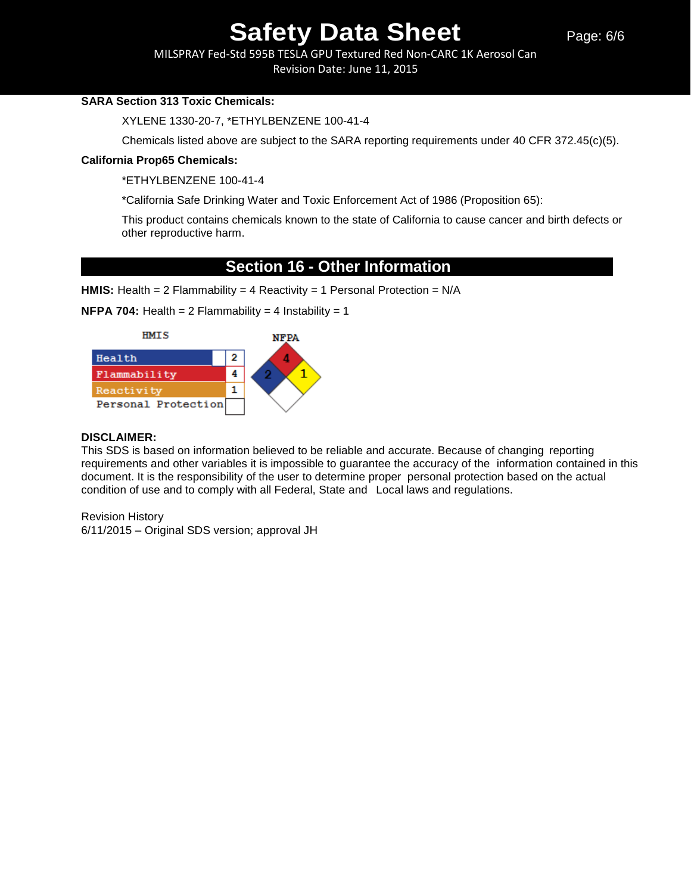**SARA Section 313 Toxic Chemicals:**

XYLENE 1330-20-7, *ETHYLBENZENE 100-41-4

Chemicals listed above are subject to the SARA reporting requirements under 40 CFR 372.45(c)(5).

**California Prop65 Chemicals:**

*ETHYLBENZENE 100-41-4

*California Safe Drinking Water and Toxic Enforcement Act of 1986 (Proposition 65):

This product contains chemicals known to the state of California to cause cancer and birth defects or other reproductive harm.

## Section 16 - Other Information

**HMIS:** Health = 2 Flammability = 4 Reactivity = 1 Personal Protection = N/A

**NFPA 704:** Health = 2 Flammability = 4 Instability = 1

HMIS

| | |
|---|---|
| Health | 2 |
| Flammability | 4 |
| Reactivity | 1 |
| Personal Protection | |

NFPA

4
2
1

**DISCLAIMER:**
This SDS is based on information believed to be reliable and accurate. Because of changing reporting requirements and other variables it is impossible to guarantee the accuracy of the information contained in this document. It is the responsibility of the user to determine proper personal protection based on the actual condition of use and to comply with all Federal, State and Local laws and regulations.

Revision History
6/11/2015 – Original SDS version; approval JH